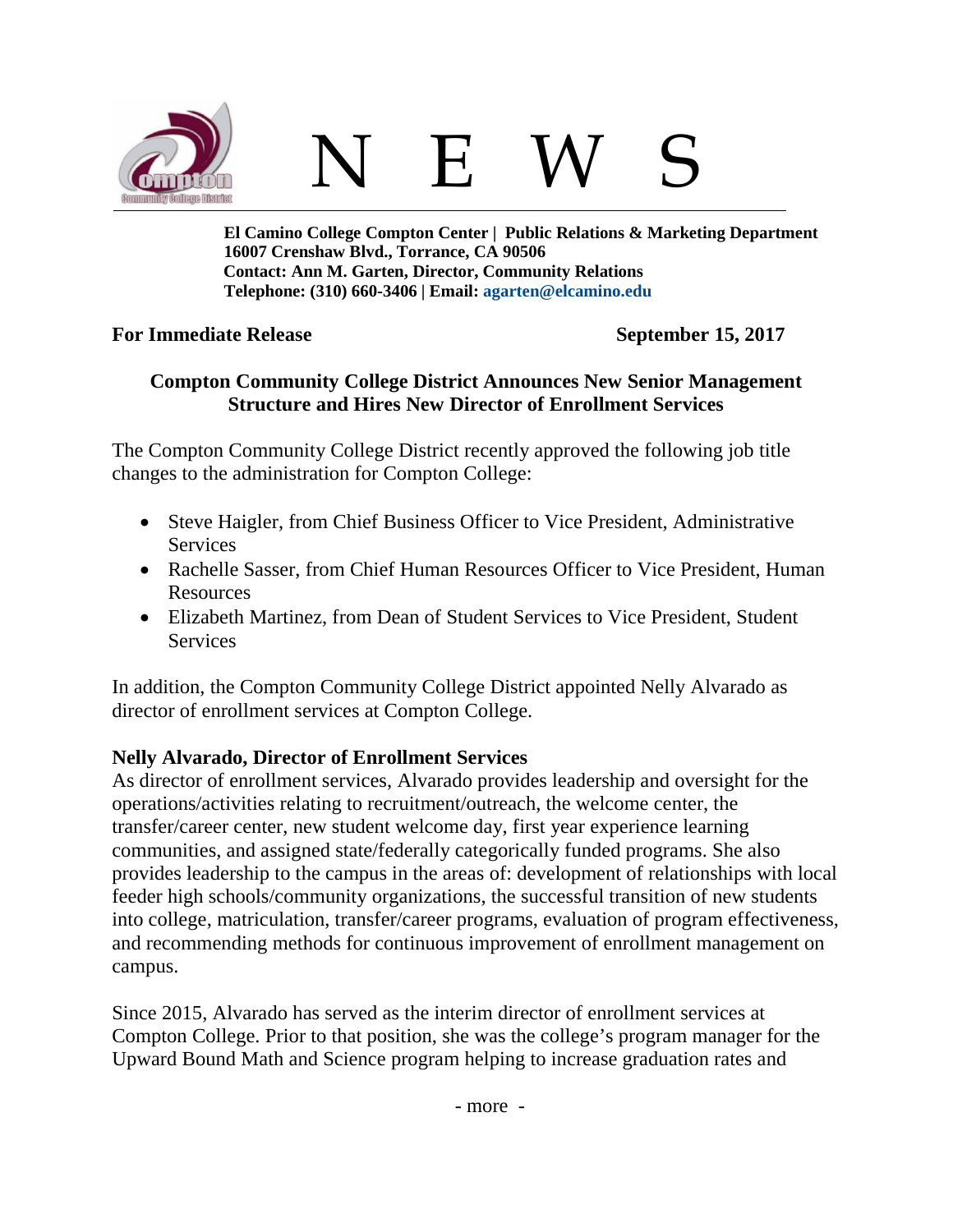# N E W S

**El Camino College Compton Center | Public Relations & Marketing Department**
**16007 Crenshaw Blvd., Torrance, CA 90506**
**Contact: Ann M. Garten, Director, Community Relations**
**Telephone: (310) 660-3406 | Email: agarten@elcamino.edu**

**For Immediate Release** **September 15, 2017**

## Compton Community College District Announces New Senior Management Structure and Hires New Director of Enrollment Services

The Compton Community College District recently approved the following job title changes to the administration for Compton College:

- Steve Haigler, from Chief Business Officer to Vice President, Administrative Services
- Rachelle Sasser, from Chief Human Resources Officer to Vice President, Human Resources
- Elizabeth Martinez, from Dean of Student Services to Vice President, Student Services

In addition, the Compton Community College District appointed Nelly Alvarado as director of enrollment services at Compton College.

**Nelly Alvarado, Director of Enrollment Services**

As director of enrollment services, Alvarado provides leadership and oversight for the operations/activities relating to recruitment/outreach, the welcome center, the transfer/career center, new student welcome day, first year experience learning communities, and assigned state/federally categorically funded programs. She also provides leadership to the campus in the areas of: development of relationships with local feeder high schools/community organizations, the successful transition of new students into college, matriculation, transfer/career programs, evaluation of program effectiveness, and recommending methods for continuous improvement of enrollment management on campus.

Since 2015, Alvarado has served as the interim director of enrollment services at Compton College. Prior to that position, she was the college's program manager for the Upward Bound Math and Science program helping to increase graduation rates and

- more -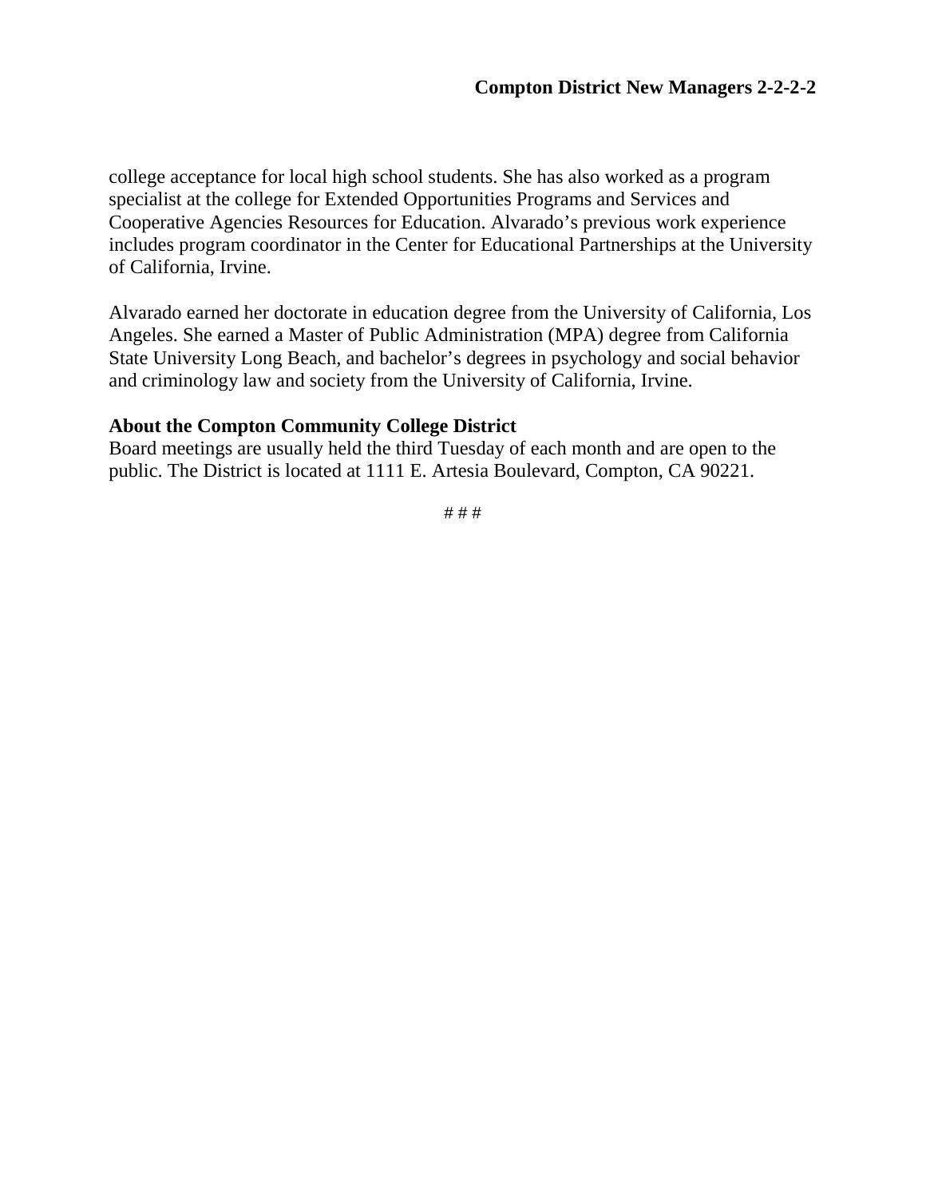college acceptance for local high school students. She has also worked as a program specialist at the college for Extended Opportunities Programs and Services and Cooperative Agencies Resources for Education. Alvarado's previous work experience includes program coordinator in the Center for Educational Partnerships at the University of California, Irvine.

Alvarado earned her doctorate in education degree from the University of California, Los Angeles. She earned a Master of Public Administration (MPA) degree from California State University Long Beach, and bachelor's degrees in psychology and social behavior and criminology law and society from the University of California, Irvine.

**About the Compton Community College District**
Board meetings are usually held the third Tuesday of each month and are open to the public. The District is located at 1111 E. Artesia Boulevard, Compton, CA 90221.

# # #